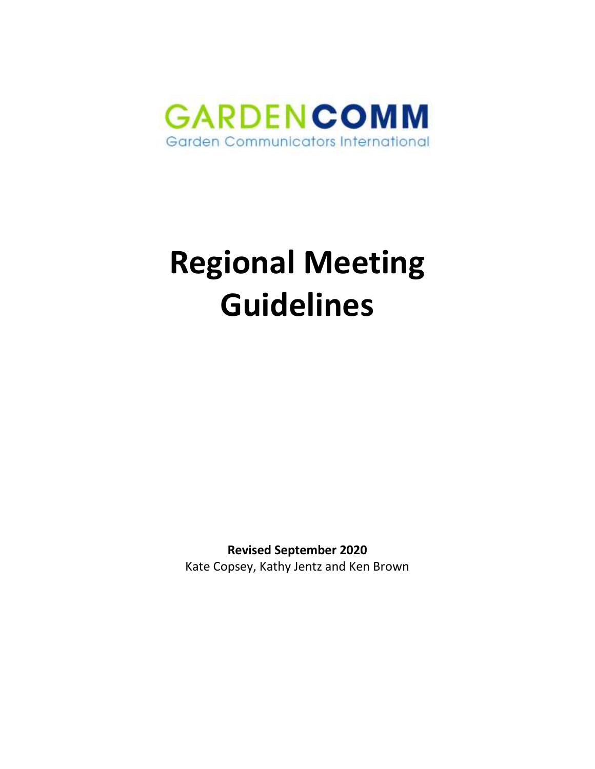GARDENCOMM
Garden Communicators International

# Regional Meeting Guidelines

**Revised September 2020**
Kate Copsey, Kathy Jentz and Ken Brown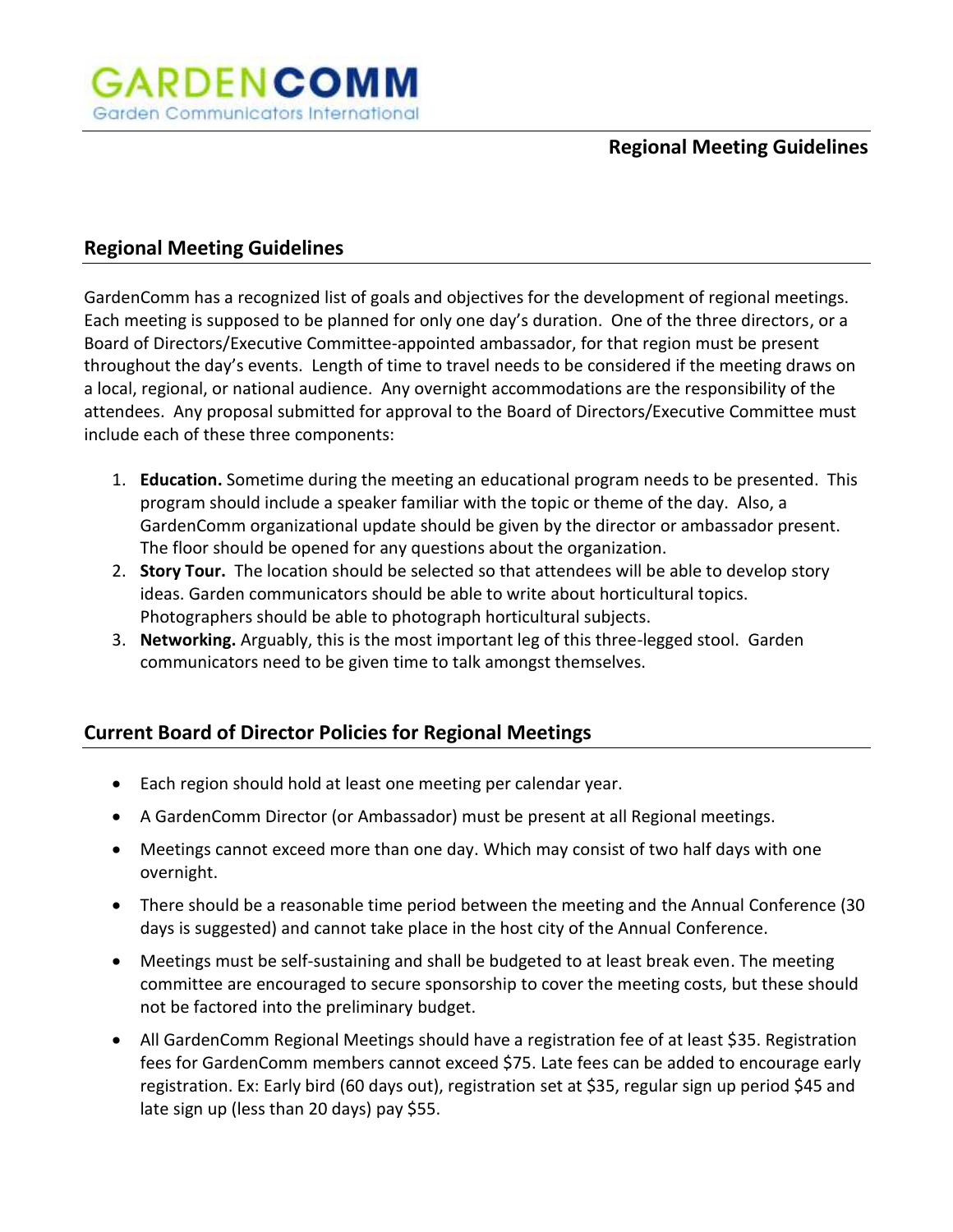## Regional Meeting Guidelines

GardenComm has a recognized list of goals and objectives for the development of regional meetings. Each meeting is supposed to be planned for only one day's duration. One of the three directors, or a Board of Directors/Executive Committee-appointed ambassador, for that region must be present throughout the day's events. Length of time to travel needs to be considered if the meeting draws on a local, regional, or national audience. Any overnight accommodations are the responsibility of the attendees. Any proposal submitted for approval to the Board of Directors/Executive Committee must include each of these three components:

1. **Education.** Sometime during the meeting an educational program needs to be presented. This program should include a speaker familiar with the topic or theme of the day. Also, a GardenComm organizational update should be given by the director or ambassador present. The floor should be opened for any questions about the organization.
2. **Story Tour.** The location should be selected so that attendees will be able to develop story ideas. Garden communicators should be able to write about horticultural topics. Photographers should be able to photograph horticultural subjects.
3. **Networking.** Arguably, this is the most important leg of this three-legged stool. Garden communicators need to be given time to talk amongst themselves.

## Current Board of Director Policies for Regional Meetings

- Each region should hold at least one meeting per calendar year.
- A GardenComm Director (or Ambassador) must be present at all Regional meetings.
- Meetings cannot exceed more than one day. Which may consist of two half days with one overnight.
- There should be a reasonable time period between the meeting and the Annual Conference (30 days is suggested) and cannot take place in the host city of the Annual Conference.
- Meetings must be self-sustaining and shall be budgeted to at least break even. The meeting committee are encouraged to secure sponsorship to cover the meeting costs, but these should not be factored into the preliminary budget.
- All GardenComm Regional Meetings should have a registration fee of at least $35. Registration fees for GardenComm members cannot exceed $75. Late fees can be added to encourage early registration. Ex: Early bird (60 days out), registration set at $35, regular sign up period $45 and late sign up (less than 20 days) pay $55.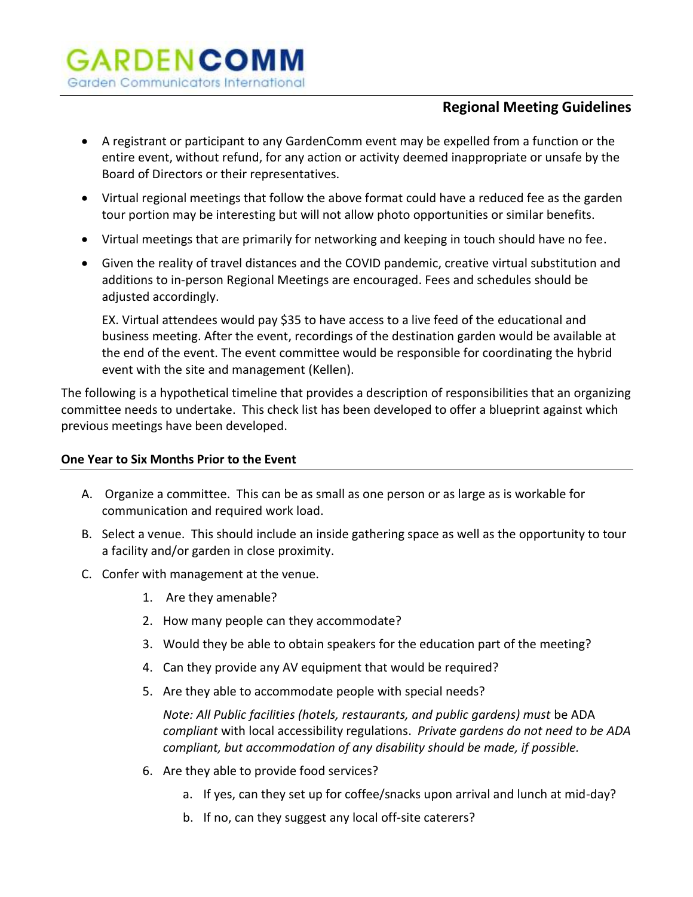## Regional Meeting Guidelines

- A registrant or participant to any GardenComm event may be expelled from a function or the entire event, without refund, for any action or activity deemed inappropriate or unsafe by the Board of Directors or their representatives.
- Virtual regional meetings that follow the above format could have a reduced fee as the garden tour portion may be interesting but will not allow photo opportunities or similar benefits.
- Virtual meetings that are primarily for networking and keeping in touch should have no fee.
- Given the reality of travel distances and the COVID pandemic, creative virtual substitution and additions to in-person Regional Meetings are encouraged. Fees and schedules should be adjusted accordingly.

  EX. Virtual attendees would pay $35 to have access to a live feed of the educational and business meeting. After the event, recordings of the destination garden would be available at the end of the event. The event committee would be responsible for coordinating the hybrid event with the site and management (Kellen).

The following is a hypothetical timeline that provides a description of responsibilities that an organizing committee needs to undertake. This check list has been developed to offer a blueprint against which previous meetings have been developed.

### One Year to Six Months Prior to the Event

A. Organize a committee. This can be as small as one person or as large as is workable for communication and required work load.

B. Select a venue. This should include an inside gathering space as well as the opportunity to tour a facility and/or garden in close proximity.

C. Confer with management at the venue.

   1. Are they amenable?
   2. How many people can they accommodate?
   3. Would they be able to obtain speakers for the education part of the meeting?
   4. Can they provide any AV equipment that would be required?
   5. Are they able to accommodate people with special needs?

      *Note: All Public facilities (hotels, restaurants, and public gardens) must* be ADA *compliant* with local accessibility regulations. *Private gardens do not need to be ADA compliant, but accommodation of any disability should be made, if possible.*

   6. Are they able to provide food services?
      a. If yes, can they set up for coffee/snacks upon arrival and lunch at mid-day?
      b. If no, can they suggest any local off-site caterers?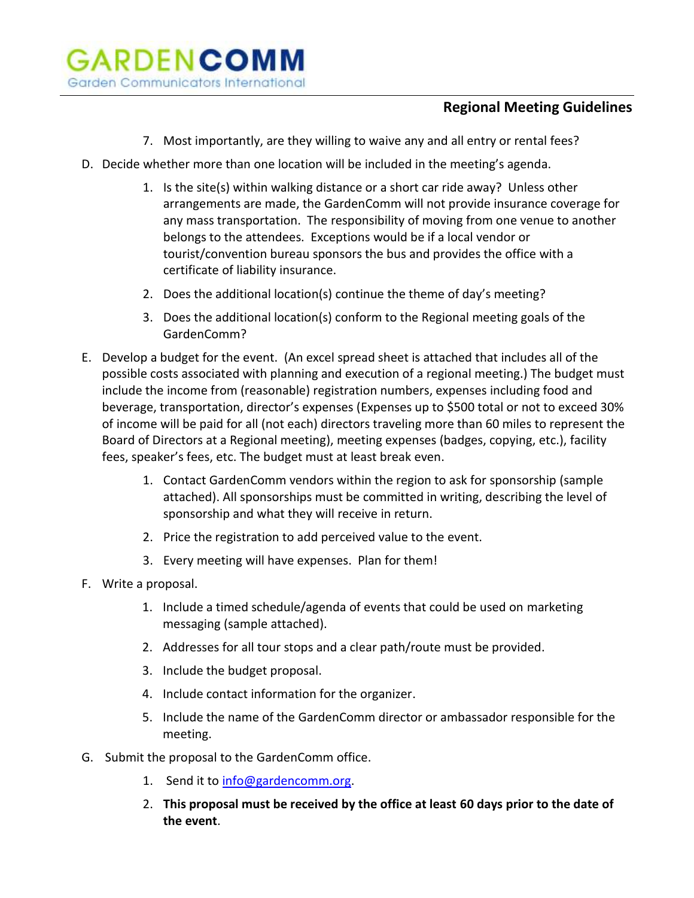7. Most importantly, are they willing to waive any and all entry or rental fees?

D. Decide whether more than one location will be included in the meeting's agenda.

   1. Is the site(s) within walking distance or a short car ride away? Unless other arrangements are made, the GardenComm will not provide insurance coverage for any mass transportation. The responsibility of moving from one venue to another belongs to the attendees. Exceptions would be if a local vendor or tourist/convention bureau sponsors the bus and provides the office with a certificate of liability insurance.
   2. Does the additional location(s) continue the theme of day's meeting?
   3. Does the additional location(s) conform to the Regional meeting goals of the GardenComm?

E. Develop a budget for the event. (An excel spread sheet is attached that includes all of the possible costs associated with planning and execution of a regional meeting.) The budget must include the income from (reasonable) registration numbers, expenses including food and beverage, transportation, director's expenses (Expenses up to $500 total or not to exceed 30% of income will be paid for all (not each) directors traveling more than 60 miles to represent the Board of Directors at a Regional meeting), meeting expenses (badges, copying, etc.), facility fees, speaker's fees, etc. The budget must at least break even.

   1. Contact GardenComm vendors within the region to ask for sponsorship (sample attached). All sponsorships must be committed in writing, describing the level of sponsorship and what they will receive in return.
   2. Price the registration to add perceived value to the event.
   3. Every meeting will have expenses. Plan for them!

F. Write a proposal.

   1. Include a timed schedule/agenda of events that could be used on marketing messaging (sample attached).
   2. Addresses for all tour stops and a clear path/route must be provided.
   3. Include the budget proposal.
   4. Include contact information for the organizer.
   5. Include the name of the GardenComm director or ambassador responsible for the meeting.

G. Submit the proposal to the GardenComm office.

   1. Send it to info@gardencomm.org.
   2. **This proposal must be received by the office at least 60 days prior to the date of the event**.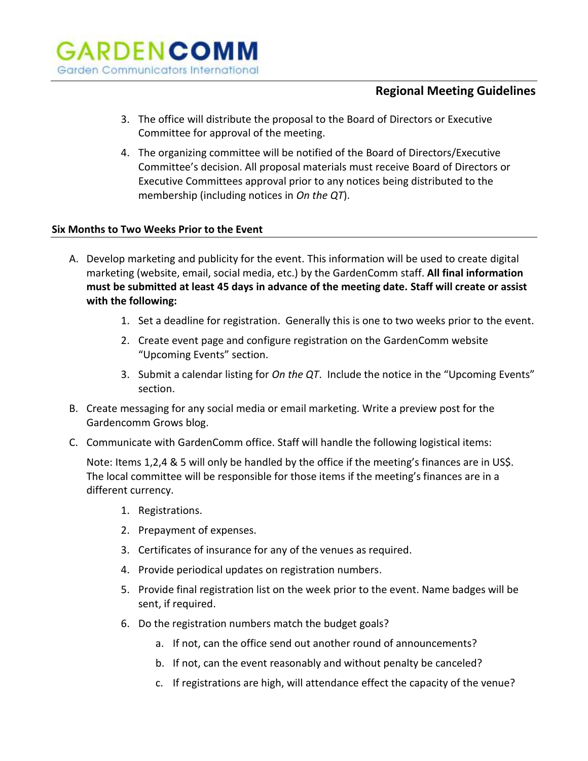3. The office will distribute the proposal to the Board of Directors or Executive Committee for approval of the meeting.
4. The organizing committee will be notified of the Board of Directors/Executive Committee's decision. All proposal materials must receive Board of Directors or Executive Committees approval prior to any notices being distributed to the membership (including notices in *On the QT*).

### Six Months to Two Weeks Prior to the Event

A. Develop marketing and publicity for the event. This information will be used to create digital marketing (website, email, social media, etc.) by the GardenComm staff. **All final information must be submitted at least 45 days in advance of the meeting date. Staff will create or assist with the following:**
   1. Set a deadline for registration. Generally this is one to two weeks prior to the event.
   2. Create event page and configure registration on the GardenComm website "Upcoming Events" section.
   3. Submit a calendar listing for *On the QT*. Include the notice in the "Upcoming Events" section.

B. Create messaging for any social media or email marketing. Write a preview post for the Gardencomm Grows blog.

C. Communicate with GardenComm office. Staff will handle the following logistical items:

   Note: Items 1,2,4 & 5 will only be handled by the office if the meeting's finances are in US$. The local committee will be responsible for those items if the meeting's finances are in a different currency.

   1. Registrations.
   2. Prepayment of expenses.
   3. Certificates of insurance for any of the venues as required.
   4. Provide periodical updates on registration numbers.
   5. Provide final registration list on the week prior to the event. Name badges will be sent, if required.
   6. Do the registration numbers match the budget goals?
      a. If not, can the office send out another round of announcements?
      b. If not, can the event reasonably and without penalty be canceled?
      c. If registrations are high, will attendance effect the capacity of the venue?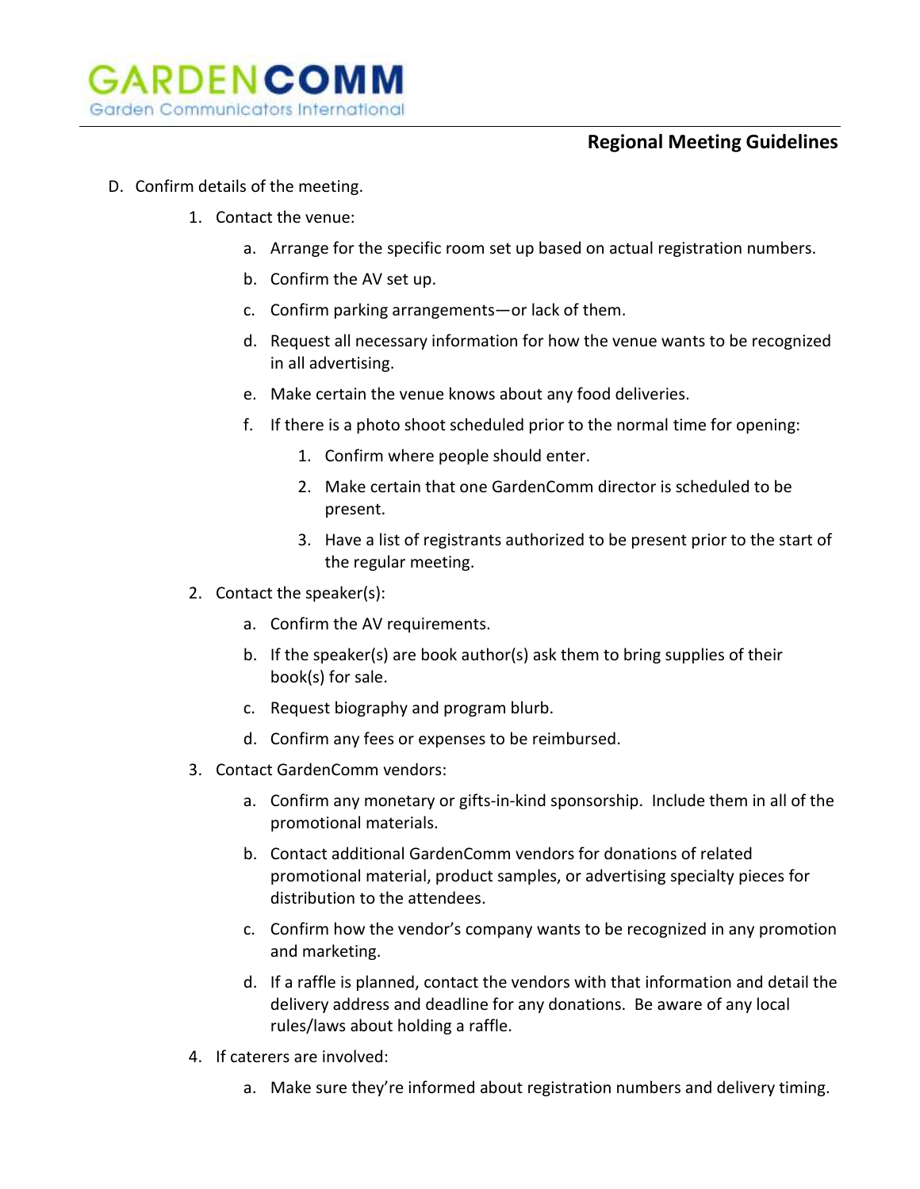D. Confirm details of the meeting.

  1. Contact the venue:

     a. Arrange for the specific room set up based on actual registration numbers.

     b. Confirm the AV set up.

     c. Confirm parking arrangements—or lack of them.

     d. Request all necessary information for how the venue wants to be recognized in all advertising.

     e. Make certain the venue knows about any food deliveries.

     f. If there is a photo shoot scheduled prior to the normal time for opening:

        1. Confirm where people should enter.

        2. Make certain that one GardenComm director is scheduled to be present.

        3. Have a list of registrants authorized to be present prior to the start of the regular meeting.

  2. Contact the speaker(s):

     a. Confirm the AV requirements.

     b. If the speaker(s) are book author(s) ask them to bring supplies of their book(s) for sale.

     c. Request biography and program blurb.

     d. Confirm any fees or expenses to be reimbursed.

  3. Contact GardenComm vendors:

     a. Confirm any monetary or gifts-in-kind sponsorship. Include them in all of the promotional materials.

     b. Contact additional GardenComm vendors for donations of related promotional material, product samples, or advertising specialty pieces for distribution to the attendees.

     c. Confirm how the vendor's company wants to be recognized in any promotion and marketing.

     d. If a raffle is planned, contact the vendors with that information and detail the delivery address and deadline for any donations. Be aware of any local rules/laws about holding a raffle.

  4. If caterers are involved:

     a. Make sure they're informed about registration numbers and delivery timing.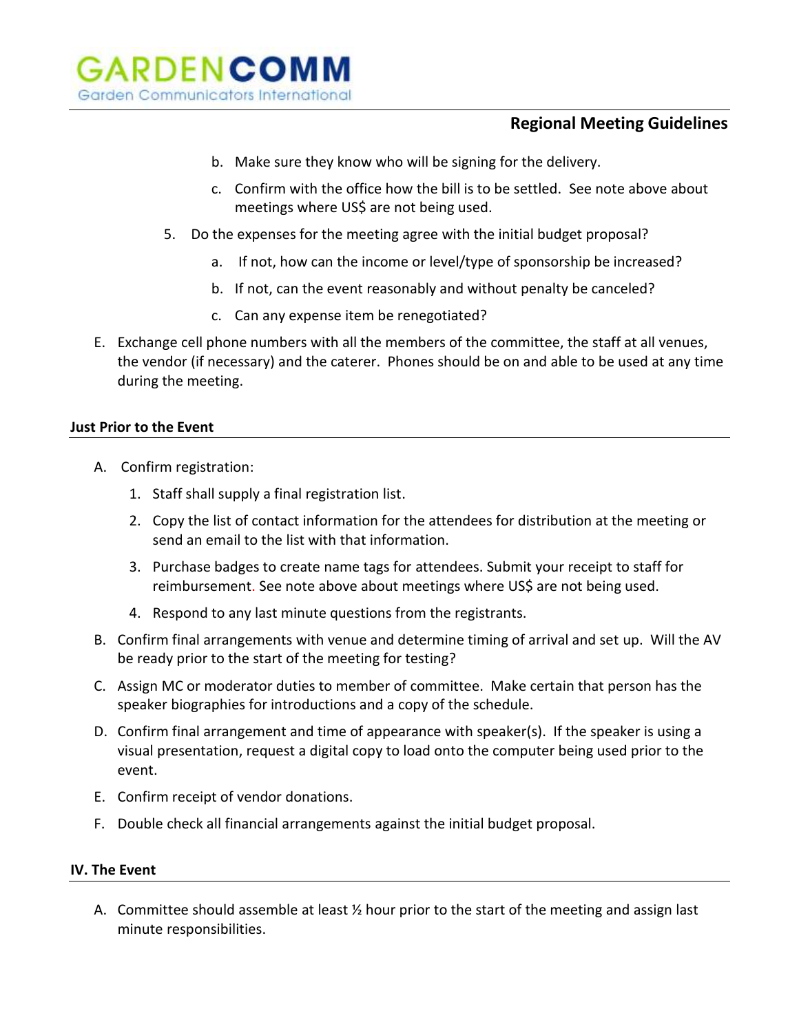b. Make sure they know who will be signing for the delivery.

c. Confirm with the office how the bill is to be settled. See note above about meetings where US$ are not being used.

5. Do the expenses for the meeting agree with the initial budget proposal?

   a. If not, how can the income or level/type of sponsorship be increased?

   b. If not, can the event reasonably and without penalty be canceled?

   c. Can any expense item be renegotiated?

E. Exchange cell phone numbers with all the members of the committee, the staff at all venues, the vendor (if necessary) and the caterer. Phones should be on and able to be used at any time during the meeting.

**Just Prior to the Event**

A. Confirm registration:

   1. Staff shall supply a final registration list.
   2. Copy the list of contact information for the attendees for distribution at the meeting or send an email to the list with that information.
   3. Purchase badges to create name tags for attendees. Submit your receipt to staff for reimbursement. See note above about meetings where US$ are not being used.
   4. Respond to any last minute questions from the registrants.

B. Confirm final arrangements with venue and determine timing of arrival and set up. Will the AV be ready prior to the start of the meeting for testing?

C. Assign MC or moderator duties to member of committee. Make certain that person has the speaker biographies for introductions and a copy of the schedule.

D. Confirm final arrangement and time of appearance with speaker(s). If the speaker is using a visual presentation, request a digital copy to load onto the computer being used prior to the event.

E. Confirm receipt of vendor donations.

F. Double check all financial arrangements against the initial budget proposal.

## IV. The Event

A. Committee should assemble at least ½ hour prior to the start of the meeting and assign last minute responsibilities.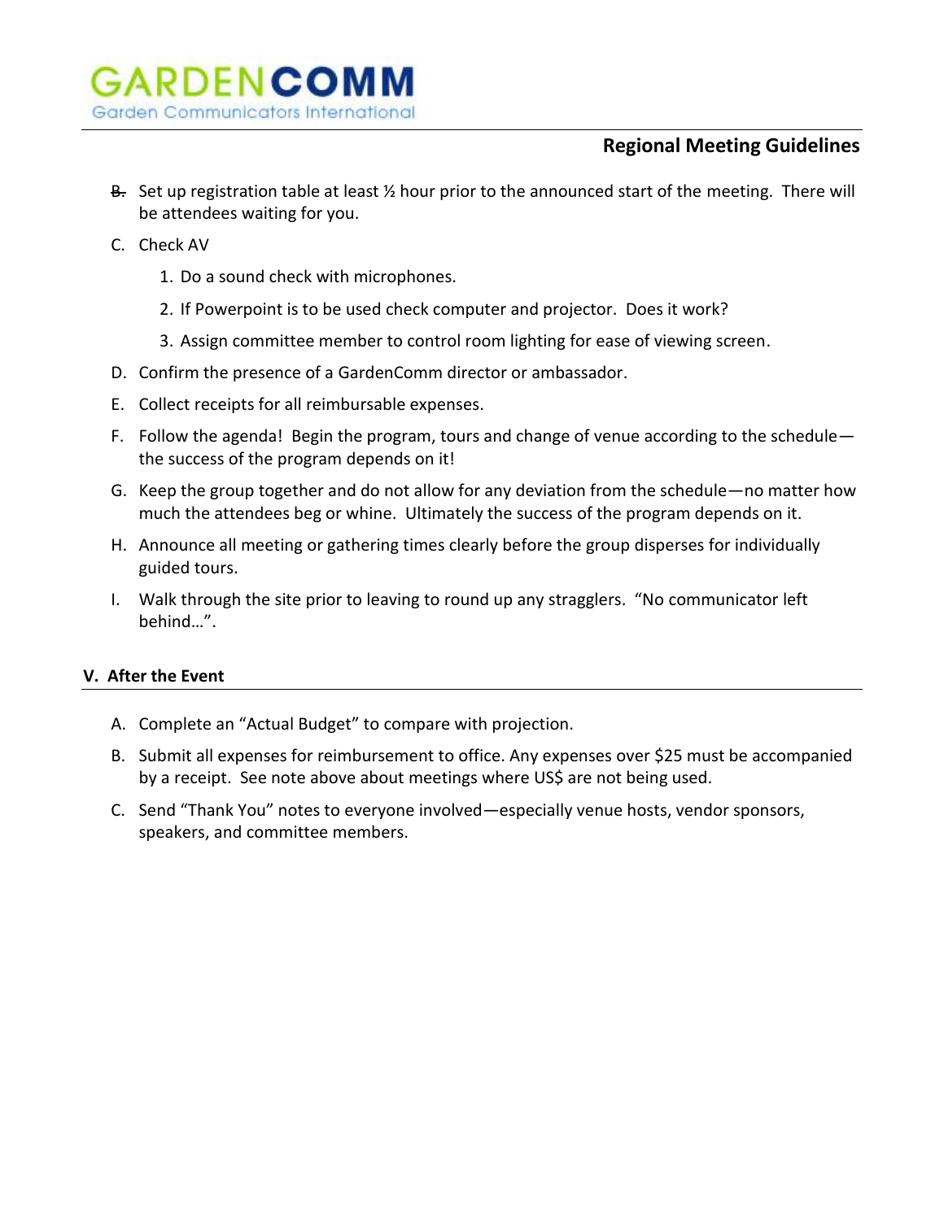B. Set up registration table at least ½ hour prior to the announced start of the meeting. There will be attendees waiting for you.

C. Check AV

   1. Do a sound check with microphones.
   2. If Powerpoint is to be used check computer and projector. Does it work?
   3. Assign committee member to control room lighting for ease of viewing screen.

D. Confirm the presence of a GardenComm director or ambassador.

E. Collect receipts for all reimbursable expenses.

F. Follow the agenda! Begin the program, tours and change of venue according to the schedule—the success of the program depends on it!

G. Keep the group together and do not allow for any deviation from the schedule—no matter how much the attendees beg or whine. Ultimately the success of the program depends on it.

H. Announce all meeting or gathering times clearly before the group disperses for individually guided tours.

I. Walk through the site prior to leaving to round up any stragglers. "No communicator left behind…".

## V. After the Event

A. Complete an "Actual Budget" to compare with projection.

B. Submit all expenses for reimbursement to office. Any expenses over $25 must be accompanied by a receipt. See note above about meetings where US$ are not being used.

C. Send "Thank You" notes to everyone involved—especially venue hosts, vendor sponsors, speakers, and committee members.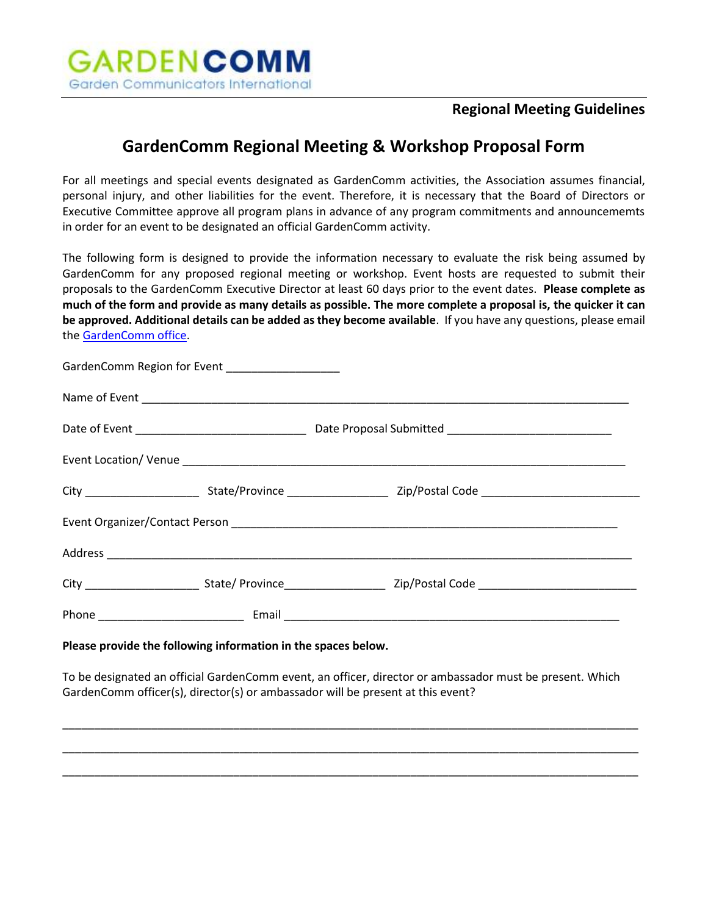GARDENCOMM
Garden Communicators International

**Regional Meeting Guidelines**

## GardenComm Regional Meeting & Workshop Proposal Form

For all meetings and special events designated as GardenComm activities, the Association assumes financial, personal injury, and other liabilities for the event. Therefore, it is necessary that the Board of Directors or Executive Committee approve all program plans in advance of any program commitments and announcememts in order for an event to be designated an official GardenComm activity.

The following form is designed to provide the information necessary to evaluate the risk being assumed by GardenComm for any proposed regional meeting or workshop. Event hosts are requested to submit their proposals to the GardenComm Executive Director at least 60 days prior to the event dates. **Please complete as much of the form and provide as many details as possible. The more complete a proposal is, the quicker it can be approved. Additional details can be added as they become available**. If you have any questions, please email the GardenComm office.

GardenComm Region for Event __________________

Name of Event ________________________________________________________________________________

Date of Event ___________________________ Date Proposal Submitted _________________________

Event Location/ Venue ______________________________________________________________________

City __________________ State/Province ________________ Zip/Postal Code _________________________

Event Organizer/Contact Person ____________________________________________________________

Address _________________________________________________________________________________

City __________________ State/ Province________________ Zip/Postal Code ________________________

Phone _______________________ Email _____________________________________________________

**Please provide the following information in the spaces below.**

To be designated an official GardenComm event, an officer, director or ambassador must be present. Which GardenComm officer(s), director(s) or ambassador will be present at this event?

_________________________________________________________________________________________

_________________________________________________________________________________________

_________________________________________________________________________________________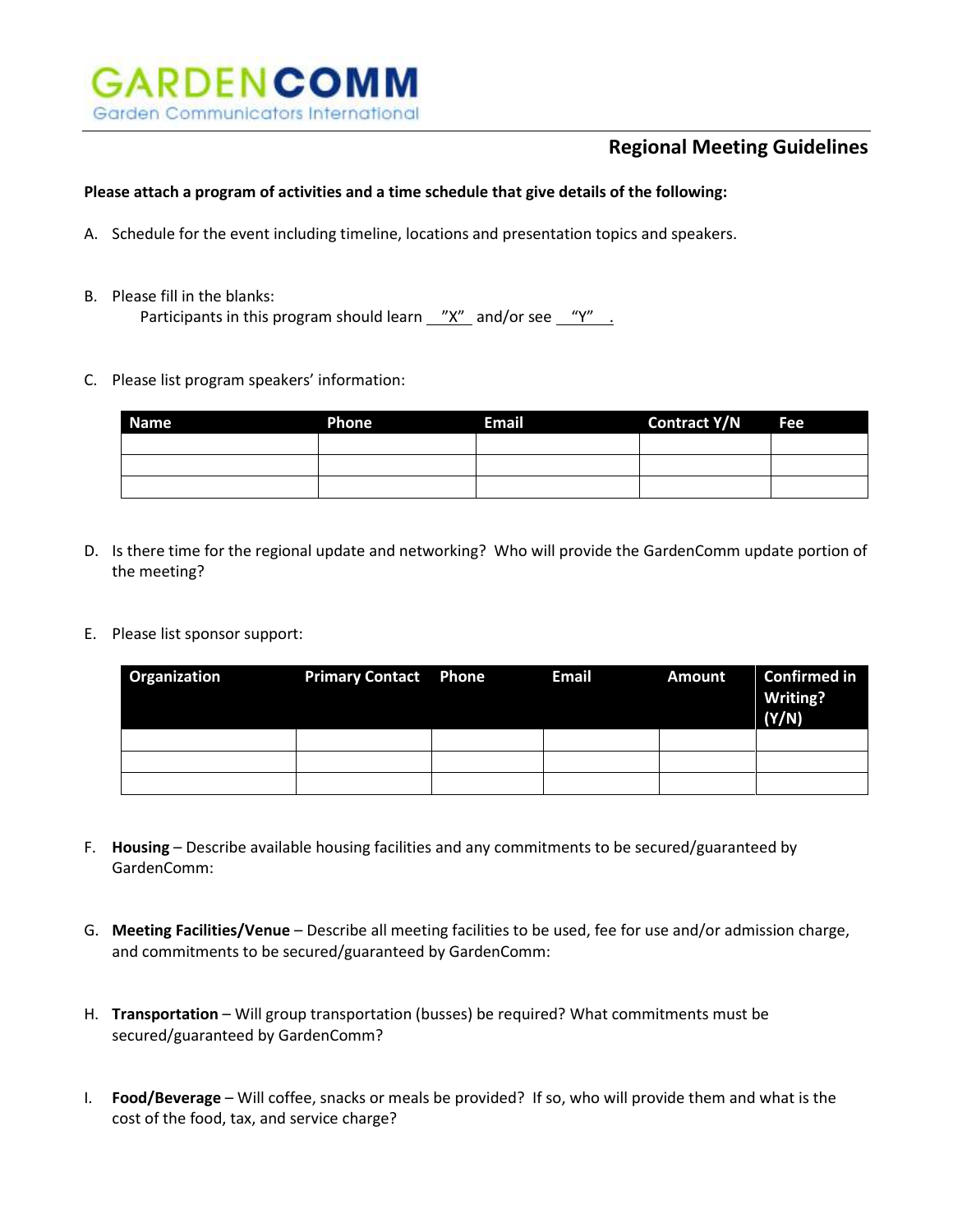GARDENCOMM
Garden Communicators International

## Regional Meeting Guidelines

**Please attach a program of activities and a time schedule that give details of the following:**

A. Schedule for the event including timeline, locations and presentation topics and speakers.

B. Please fill in the blanks:
   Participants in this program should learn ”X” and/or see “Y” .

C. Please list program speakers’ information:

| Name | Phone | Email | Contract Y/N | Fee |
|---|---|---|---|---|
| | | | | |
| | | | | |
| | | | | |

D. Is there time for the regional update and networking? Who will provide the GardenComm update portion of the meeting?

E. Please list sponsor support:

| Organization | Primary Contact | Phone | Email | Amount | Confirmed in Writing? (Y/N) |
|---|---|---|---|---|---|
| | | | | | |
| | | | | | |
| | | | | | |

F. **Housing** – Describe available housing facilities and any commitments to be secured/guaranteed by GardenComm:

G. **Meeting Facilities/Venue** – Describe all meeting facilities to be used, fee for use and/or admission charge, and commitments to be secured/guaranteed by GardenComm:

H. **Transportation** – Will group transportation (busses) be required? What commitments must be secured/guaranteed by GardenComm?

I. **Food/Beverage** – Will coffee, snacks or meals be provided? If so, who will provide them and what is the cost of the food, tax, and service charge?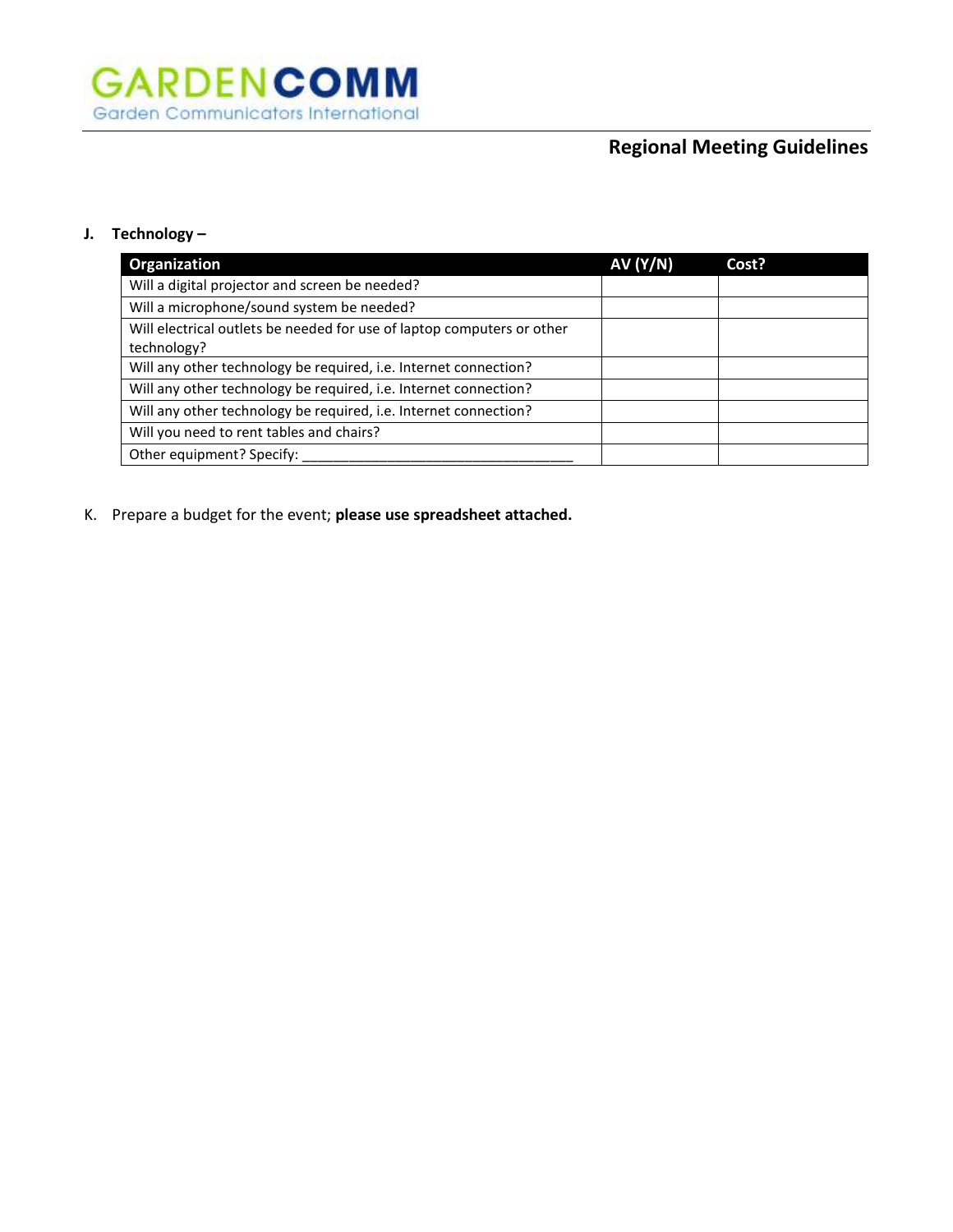**J. Technology –**

| Organization | AV (Y/N) | Cost? |
|---|---|---|
| Will a digital projector and screen be needed? | | |
| Will a microphone/sound system be needed? | | |
| Will electrical outlets be needed for use of laptop computers or other technology? | | |
| Will any other technology be required, i.e. Internet connection? | | |
| Will any other technology be required, i.e. Internet connection? | | |
| Will any other technology be required, i.e. Internet connection? | | |
| Will you need to rent tables and chairs? | | |
| Other equipment? Specify: ___________________________________ | | |

K. Prepare a budget for the event; **please use spreadsheet attached.**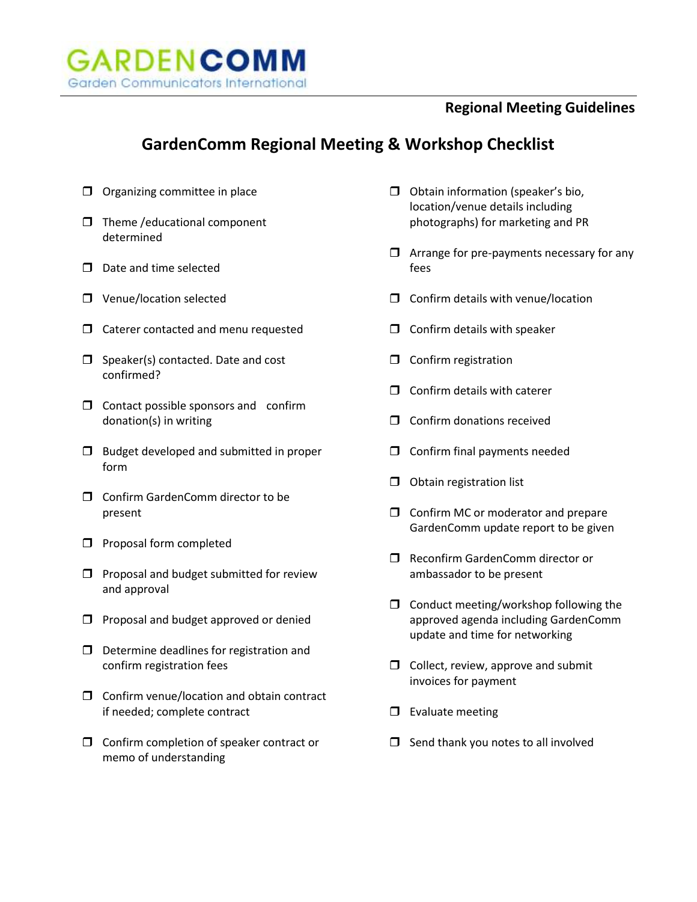# GardenComm Regional Meeting & Workshop Checklist

- ❒ Organizing committee in place
- ❒ Theme /educational component determined
- ❒ Date and time selected
- ❒ Venue/location selected
- ❒ Caterer contacted and menu requested
- ❒ Speaker(s) contacted. Date and cost confirmed?
- ❒ Contact possible sponsors and confirm donation(s) in writing
- ❒ Budget developed and submitted in proper form
- ❒ Confirm GardenComm director to be present
- ❒ Proposal form completed
- ❒ Proposal and budget submitted for review and approval
- ❒ Proposal and budget approved or denied
- ❒ Determine deadlines for registration and confirm registration fees
- ❒ Confirm venue/location and obtain contract if needed; complete contract
- ❒ Confirm completion of speaker contract or memo of understanding
- ❒ Obtain information (speaker's bio, location/venue details including photographs) for marketing and PR
- ❒ Arrange for pre-payments necessary for any fees
- ❒ Confirm details with venue/location
- ❒ Confirm details with speaker
- ❒ Confirm registration
- ❒ Confirm details with caterer
- ❒ Confirm donations received
- ❒ Confirm final payments needed
- ❒ Obtain registration list
- ❒ Confirm MC or moderator and prepare GardenComm update report to be given
- ❒ Reconfirm GardenComm director or ambassador to be present
- ❒ Conduct meeting/workshop following the approved agenda including GardenComm update and time for networking
- ❒ Collect, review, approve and submit invoices for payment
- ❒ Evaluate meeting
- ❒ Send thank you notes to all involved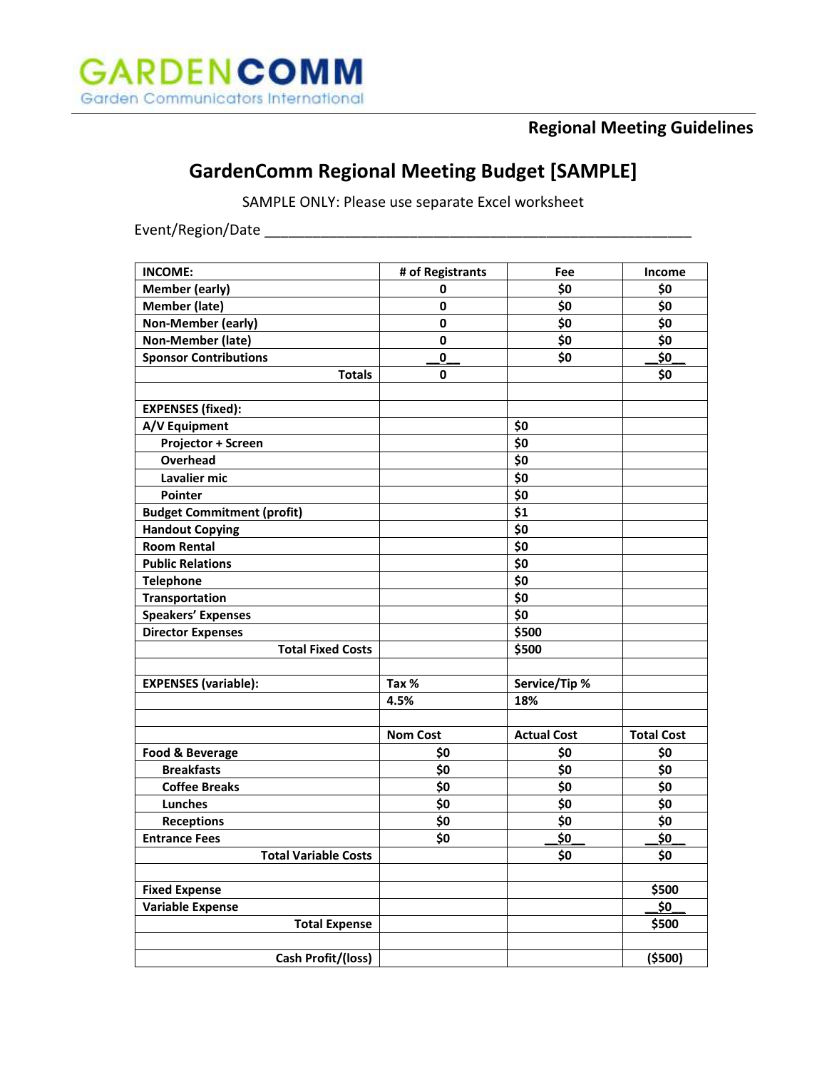GARDENCOMM
Garden Communicators International

**Regional Meeting Guidelines**

# GardenComm Regional Meeting Budget [SAMPLE]

SAMPLE ONLY: Please use separate Excel worksheet

Event/Region/Date ______________________________________________________

| INCOME: | # of Registrants | Fee | Income |
|---|---|---|---|
| Member (early) | 0 | $0 | $0 |
| Member (late) | 0 | $0 | $0 |
| Non-Member (early) | 0 | $0 | $0 |
| Non-Member (late) | 0 | $0 | $0 |
| Sponsor Contributions | __0__ | $0 | __$0__ |
| Totals | 0 | | $0 |
| | | | |
| EXPENSES (fixed): | | | |
| A/V Equipment | | $0 | |
| Projector + Screen | | $0 | |
| Overhead | | $0 | |
| Lavalier mic | | $0 | |
| Pointer | | $0 | |
| Budget Commitment (profit) | | $1 | |
| Handout Copying | | $0 | |
| Room Rental | | $0 | |
| Public Relations | | $0 | |
| Telephone | | $0 | |
| Transportation | | $0 | |
| Speakers' Expenses | | $0 | |
| Director Expenses | | $500 | |
| Total Fixed Costs | | $500 | |
| | | | |
| EXPENSES (variable): | Tax % | Service/Tip % | |
| | 4.5% | 18% | |
| | | | |
| | Nom Cost | Actual Cost | Total Cost |
| Food & Beverage | $0 | $0 | $0 |
| Breakfasts | $0 | $0 | $0 |
| Coffee Breaks | $0 | $0 | $0 |
| Lunches | $0 | $0 | $0 |
| Receptions | $0 | $0 | $0 |
| Entrance Fees | $0 | __$0__ | __$0__ |
| Total Variable Costs | | $0 | $0 |
| | | | |
| Fixed Expense | | | $500 |
| Variable Expense | | | __$0__ |
| Total Expense | | | $500 |
| | | | |
| Cash Profit/(loss) | | | ($500) |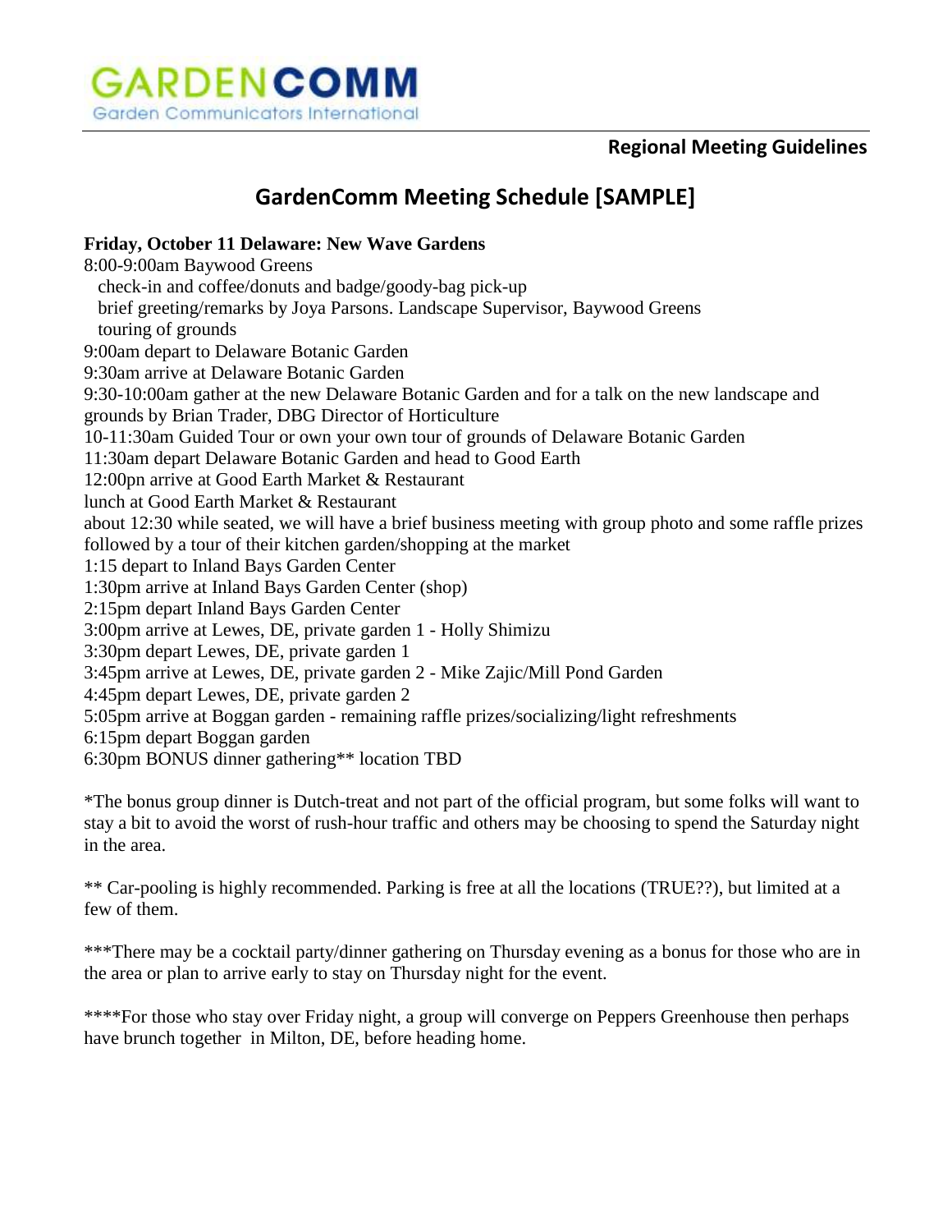**Regional Meeting Guidelines**

# GardenComm Meeting Schedule [SAMPLE]

**Friday, October 11 Delaware: New Wave Gardens**

8:00-9:00am Baywood Greens
  check-in and coffee/donuts and badge/goody-bag pick-up
  brief greeting/remarks by Joya Parsons. Landscape Supervisor, Baywood Greens
  touring of grounds
9:00am depart to Delaware Botanic Garden
9:30am arrive at Delaware Botanic Garden
9:30-10:00am gather at the new Delaware Botanic Garden and for a talk on the new landscape and grounds by Brian Trader, DBG Director of Horticulture
10-11:30am Guided Tour or own your own tour of grounds of Delaware Botanic Garden
11:30am depart Delaware Botanic Garden and head to Good Earth
12:00pn arrive at Good Earth Market & Restaurant
lunch at Good Earth Market & Restaurant
about 12:30 while seated, we will have a brief business meeting with group photo and some raffle prizes followed by a tour of their kitchen garden/shopping at the market
1:15 depart to Inland Bays Garden Center
1:30pm arrive at Inland Bays Garden Center (shop)
2:15pm depart Inland Bays Garden Center
3:00pm arrive at Lewes, DE, private garden 1 - Holly Shimizu
3:30pm depart Lewes, DE, private garden 1
3:45pm arrive at Lewes, DE, private garden 2 - Mike Zajic/Mill Pond Garden
4:45pm depart Lewes, DE, private garden 2
5:05pm arrive at Boggan garden - remaining raffle prizes/socializing/light refreshments
6:15pm depart Boggan garden
6:30pm BONUS dinner gathering** location TBD

*The bonus group dinner is Dutch-treat and not part of the official program, but some folks will want to stay a bit to avoid the worst of rush-hour traffic and others may be choosing to spend the Saturday night in the area.

** Car-pooling is highly recommended. Parking is free at all the locations (TRUE??), but limited at a few of them.

***There may be a cocktail party/dinner gathering on Thursday evening as a bonus for those who are in the area or plan to arrive early to stay on Thursday night for the event.

****For those who stay over Friday night, a group will converge on Peppers Greenhouse then perhaps have brunch together in Milton, DE, before heading home.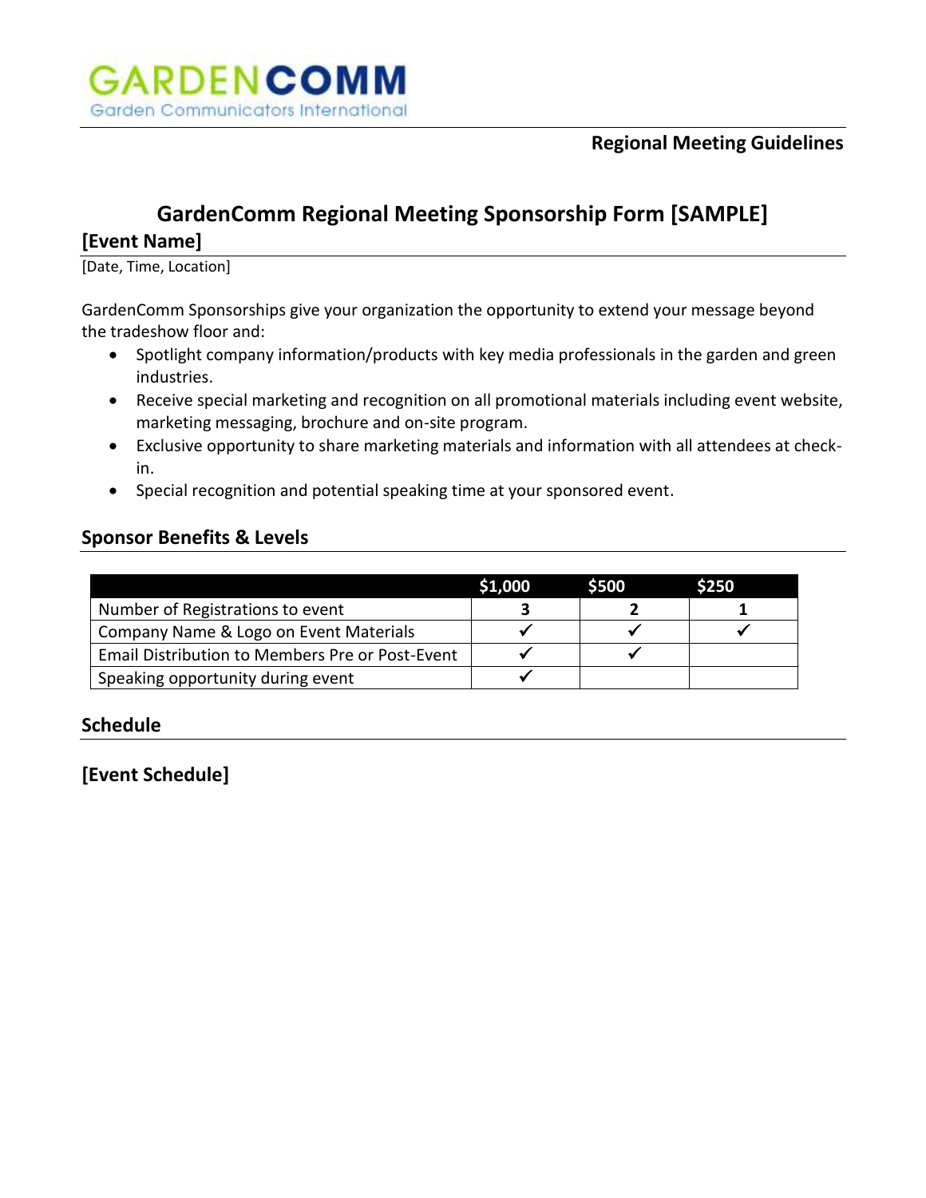# GardenComm Regional Meeting Sponsorship Form [SAMPLE]

## [Event Name]

[Date, Time, Location]

GardenComm Sponsorships give your organization the opportunity to extend your message beyond the tradeshow floor and:

- Spotlight company information/products with key media professionals in the garden and green industries.
- Receive special marketing and recognition on all promotional materials including event website, marketing messaging, brochure and on-site program.
- Exclusive opportunity to share marketing materials and information with all attendees at check-in.
- Special recognition and potential speaking time at your sponsored event.

## Sponsor Benefits & Levels

| | $1,000 | $500 | $250 |
|---|---|---|---|
| Number of Registrations to event | 3 | 2 | 1 |
| Company Name & Logo on Event Materials | ✓ | ✓ | ✓ |
| Email Distribution to Members Pre or Post-Event | ✓ | ✓ | |
| Speaking opportunity during event | ✓ | | |

## Schedule

## [Event Schedule]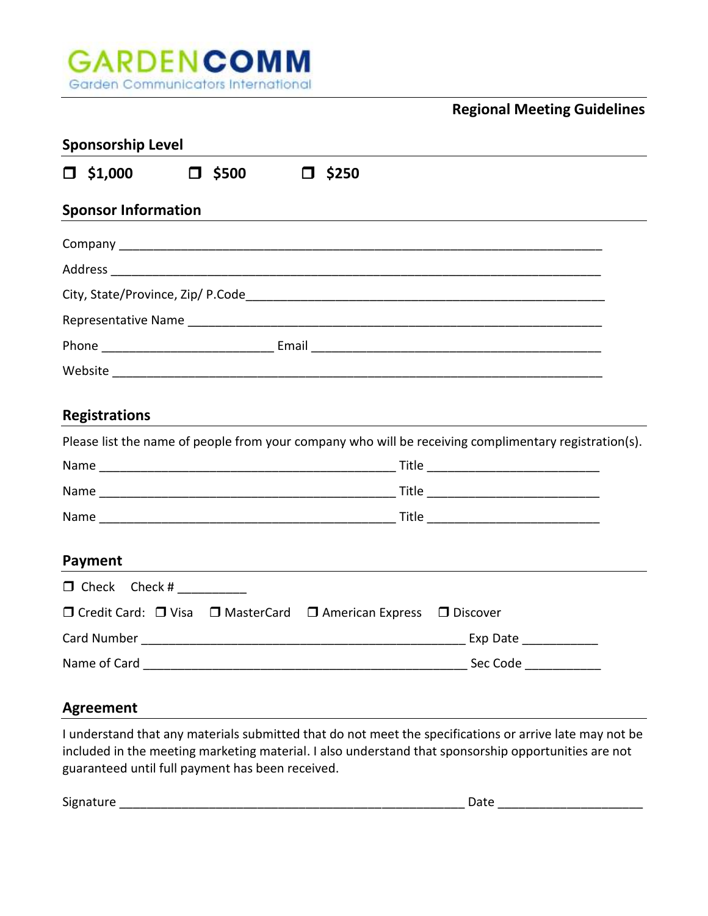GARDENCOMM
Garden Communicators International

**Regional Meeting Guidelines**

## Sponsorship Level

❐ **$1,000** ❐ **$500** ❐ **$250**

## Sponsor Information

Company ______________________________________________________________________

Address ______________________________________________________________________

City, State/Province, Zip/ P.Code__________________________________________________

Representative Name ___________________________________________________________

Phone _________________________ Email ______________________________________

Website ______________________________________________________________________

## Registrations

Please list the name of people from your company who will be receiving complimentary registration(s).

Name ___________________________________________ Title _________________________

Name ___________________________________________ Title _________________________

Name ___________________________________________ Title _________________________

## Payment

❐ Check Check # __________

❐ Credit Card: ❐ Visa ❐ MasterCard ❐ American Express ❐ Discover

Card Number ________________________________________________ Exp Date ___________

Name of Card _______________________________________________ Sec Code ___________

## Agreement

I understand that any materials submitted that do not meet the specifications or arrive late may not be included in the meeting marketing material. I also understand that sponsorship opportunities are not guaranteed until full payment has been received.

Signature ___________________________________________________ Date _____________________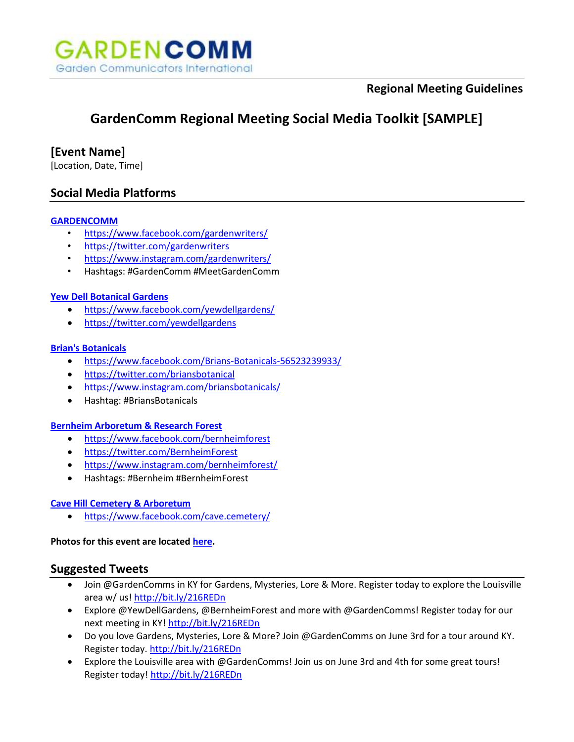GARDENCOMM
Garden Communicators International

**Regional Meeting Guidelines**

# GardenComm Regional Meeting Social Media Toolkit [SAMPLE]

## [Event Name]

[Location, Date, Time]

## Social Media Platforms

**GARDENCOMM**

- https://www.facebook.com/gardenwriters/
- https://twitter.com/gardenwriters
- https://www.instagram.com/gardenwriters/
- Hashtags: #GardenComm #MeetGardenComm

**Yew Dell Botanical Gardens**

- https://www.facebook.com/yewdellgardens/
- https://twitter.com/yewdellgardens

**Brian's Botanicals**

- https://www.facebook.com/Brians-Botanicals-56523239933/
- https://twitter.com/briansbotanical
- https://www.instagram.com/briansbotanicals/
- Hashtag: #BriansBotanicals

**Bernheim Arboretum & Research Forest**

- https://www.facebook.com/bernheimforest
- https://twitter.com/BernheimForest
- https://www.instagram.com/bernheimforest/
- Hashtags: #Bernheim #BernheimForest

**Cave Hill Cemetery & Arboretum**

- https://www.facebook.com/cave.cemetery/

**Photos for this event are located here.**

## Suggested Tweets

- Join @GardenComms in KY for Gardens, Mysteries, Lore & More. Register today to explore the Louisville area w/ us! http://bit.ly/216REDn
- Explore @YewDellGardens, @BernheimForest and more with @GardenComms! Register today for our next meeting in KY! http://bit.ly/216REDn
- Do you love Gardens, Mysteries, Lore & More? Join @GardenComms on June 3rd for a tour around KY. Register today. http://bit.ly/216REDn
- Explore the Louisville area with @GardenComms! Join us on June 3rd and 4th for some great tours! Register today! http://bit.ly/216REDn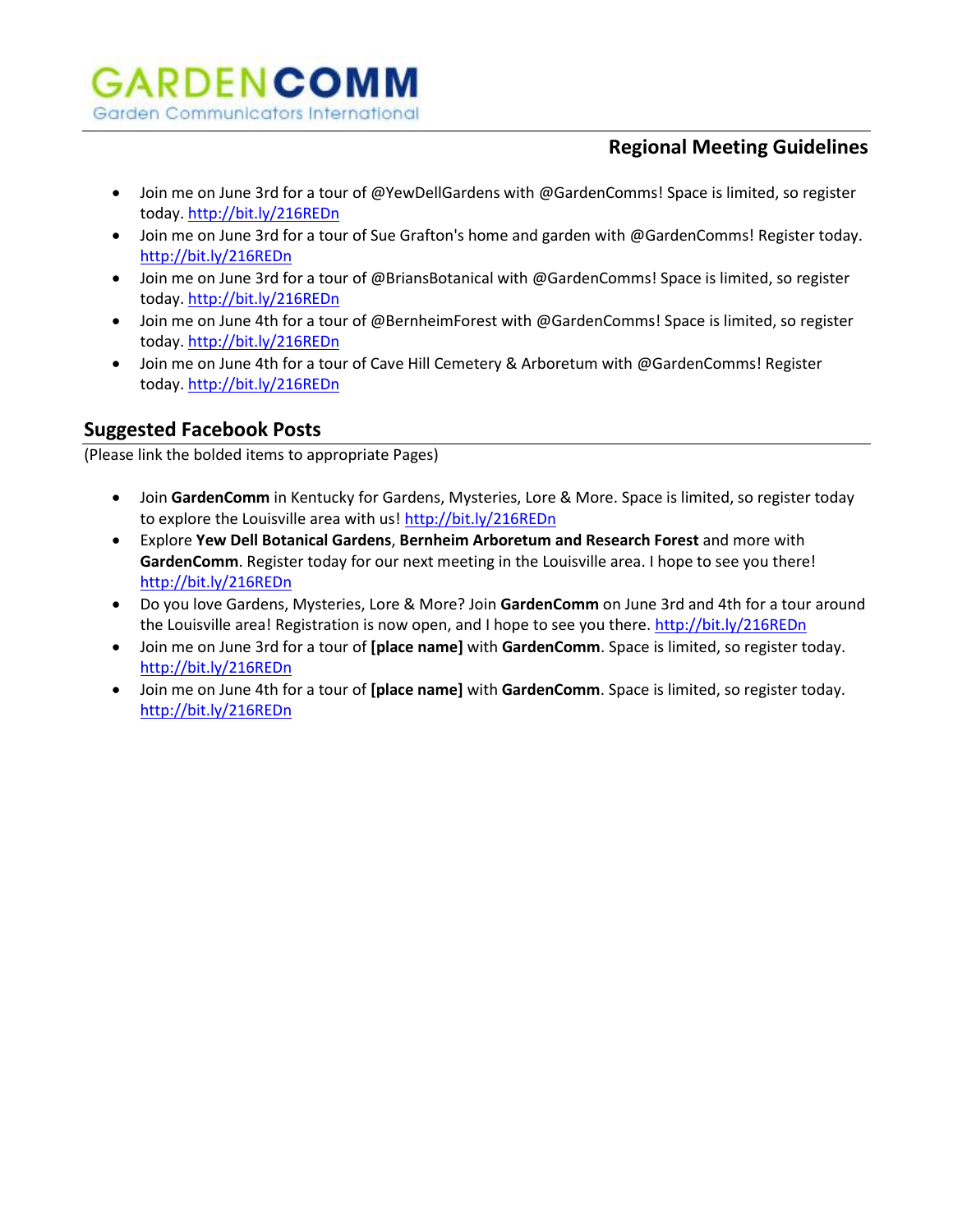- Join me on June 3rd for a tour of @YewDellGardens with @GardenComms! Space is limited, so register today. http://bit.ly/216REDn
- Join me on June 3rd for a tour of Sue Grafton's home and garden with @GardenComms! Register today. http://bit.ly/216REDn
- Join me on June 3rd for a tour of @BriansBotanical with @GardenComms! Space is limited, so register today. http://bit.ly/216REDn
- Join me on June 4th for a tour of @BernheimForest with @GardenComms! Space is limited, so register today. http://bit.ly/216REDn
- Join me on June 4th for a tour of Cave Hill Cemetery & Arboretum with @GardenComms! Register today. http://bit.ly/216REDn

## Suggested Facebook Posts

(Please link the bolded items to appropriate Pages)

- Join **GardenComm** in Kentucky for Gardens, Mysteries, Lore & More. Space is limited, so register today to explore the Louisville area with us! http://bit.ly/216REDn
- Explore **Yew Dell Botanical Gardens**, **Bernheim Arboretum and Research Forest** and more with **GardenComm**. Register today for our next meeting in the Louisville area. I hope to see you there! http://bit.ly/216REDn
- Do you love Gardens, Mysteries, Lore & More? Join **GardenComm** on June 3rd and 4th for a tour around the Louisville area! Registration is now open, and I hope to see you there. http://bit.ly/216REDn
- Join me on June 3rd for a tour of **[place name]** with **GardenComm**. Space is limited, so register today. http://bit.ly/216REDn
- Join me on June 4th for a tour of **[place name]** with **GardenComm**. Space is limited, so register today. http://bit.ly/216REDn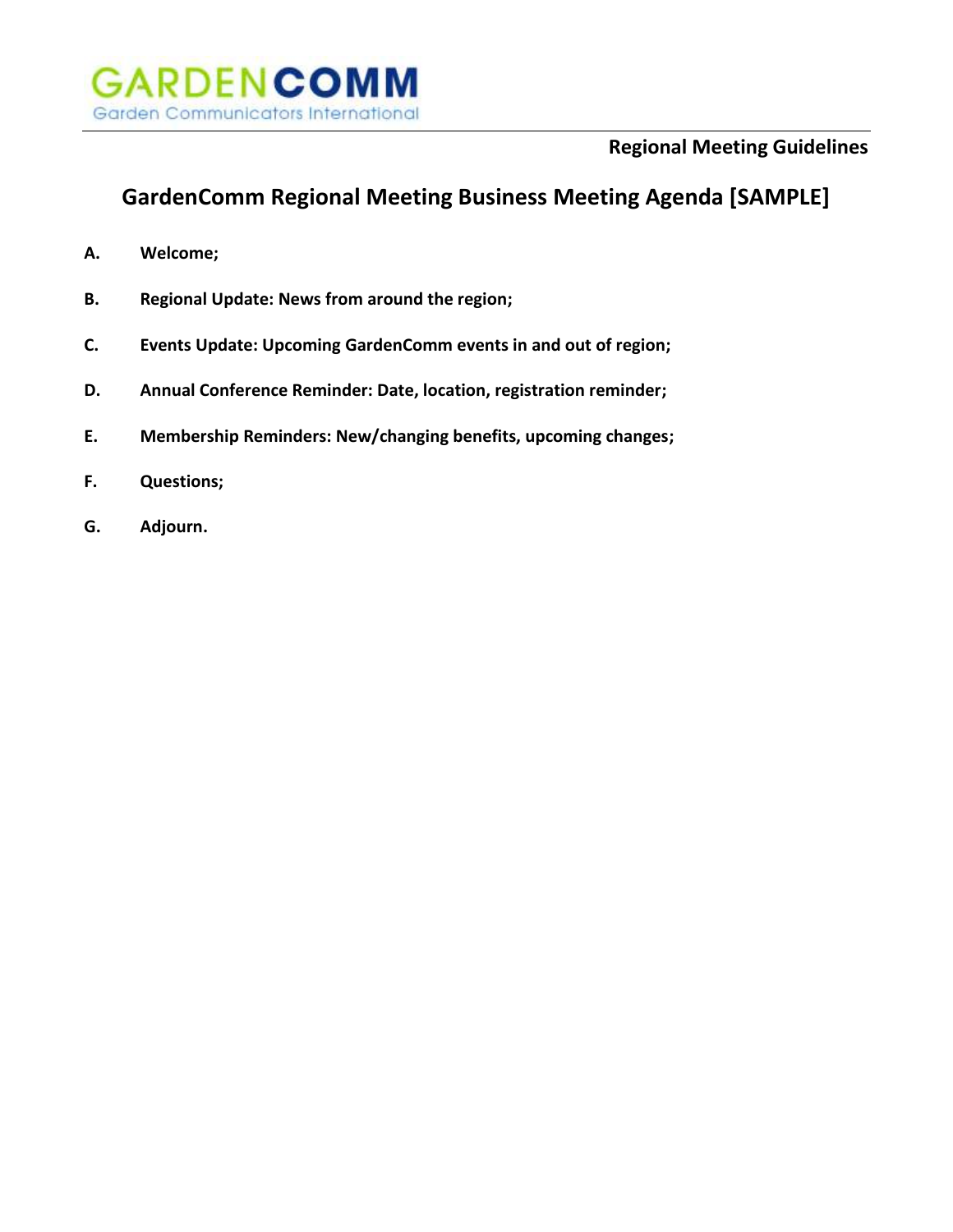**Regional Meeting Guidelines**

## GardenComm Regional Meeting Business Meeting Agenda [SAMPLE]

**A. Welcome;**

**B. Regional Update: News from around the region;**

**C. Events Update: Upcoming GardenComm events in and out of region;**

**D. Annual Conference Reminder: Date, location, registration reminder;**

**E. Membership Reminders: New/changing benefits, upcoming changes;**

**F. Questions;**

**G. Adjourn.**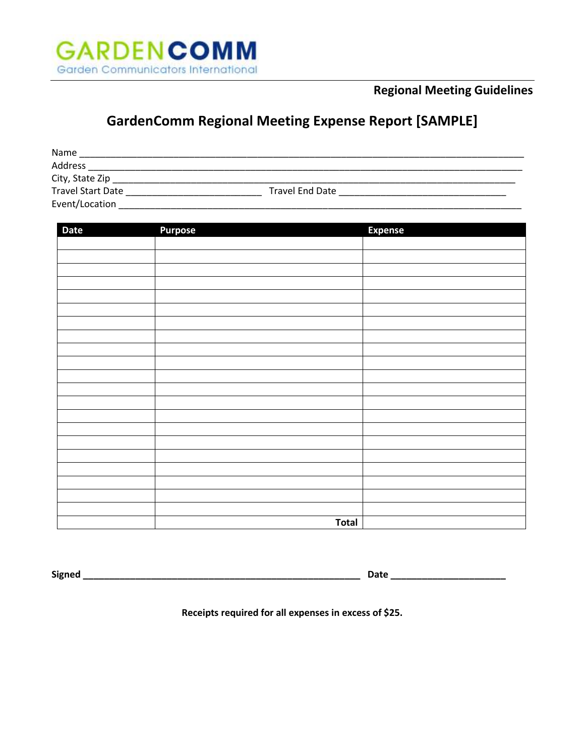GARDENCOMM
Garden Communicators International

**Regional Meeting Guidelines**

## GardenComm Regional Meeting Expense Report [SAMPLE]

Name ___________________________________________________________________________
Address _________________________________________________________________________
City, State Zip ___________________________________________________________________
Travel Start Date _________________________ Travel End Date ______________________________
Event/Location ____________________________________________________________________

| Date | Purpose | Expense |
|---|---|---|
| | | |
| | | |
| | | |
| | | |
| | | |
| | | |
| | | |
| | | |
| | | |
| | | |
| | | |
| | | |
| | | |
| | | |
| | | |
| | | |
| | | |
| | | |
| | | |
| | | |
| | | |
| | **Total** | |

**Signed _____________________________________________________ Date ______________________**

**Receipts required for all expenses in excess of $25.**